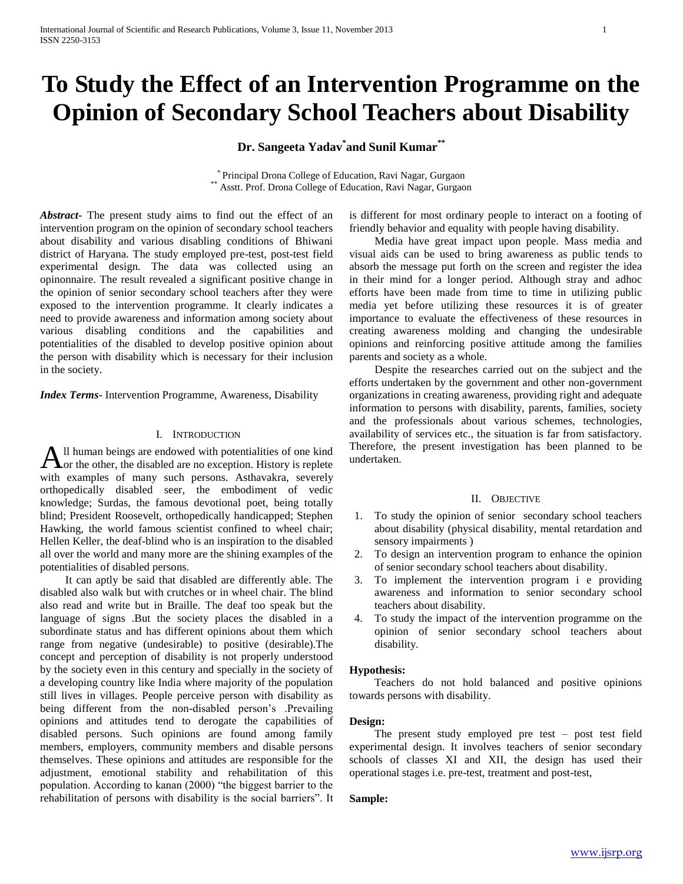# To Study the Effect of an Intervention Programme on the Opinion of Secondary School Teachers about Disability

**Dr. Sangeeta Yadav[*] and Sunil Kumar[**]**

[*] Principal Drona College of Education, Ravi Nagar, Gurgaon
[**] Asstt. Prof. Drona College of Education, Ravi Nagar, Gurgaon

***Abstract-*** The present study aims to find out the effect of an intervention program on the opinion of secondary school teachers about disability and various disabling conditions of Bhiwani district of Haryana. The study employed pre-test, post-test field experimental design. The data was collected using an opinonnaire. The result revealed a significant positive change in the opinion of senior secondary school teachers after they were exposed to the intervention programme. It clearly indicates a need to provide awareness and information among society about various disabling conditions and the capabilities and potentialities of the disabled to develop positive opinion about the person with disability which is necessary for their inclusion in the society.

***Index Terms*****-** Intervention Programme, Awareness, Disability

## I. Introduction

All human beings are endowed with potentialities of one kind or the other, the disabled are no exception. History is replete with examples of many such persons. Asthavakra, severely orthopedically disabled seer, the embodiment of vedic knowledge; Surdas, the famous devotional poet, being totally blind; President Roosevelt, orthopedically handicapped; Stephen Hawking, the world famous scientist confined to wheel chair; Hellen Keller, the deaf-blind who is an inspiration to the disabled all over the world and many more are the shining examples of the potentialities of disabled persons.

It can aptly be said that disabled are differently able. The disabled also walk but with crutches or in wheel chair. The blind also read and write but in Braille. The deaf too speak but the language of signs .But the society places the disabled in a subordinate status and has different opinions about them which range from negative (undesirable) to positive (desirable).The concept and perception of disability is not properly understood by the society even in this century and specially in the society of a developing country like India where majority of the population still lives in villages. People perceive person with disability as being different from the non-disabled person's .Prevailing opinions and attitudes tend to derogate the capabilities of disabled persons. Such opinions are found among family members, employers, community members and disable persons themselves. These opinions and attitudes are responsible for the adjustment, emotional stability and rehabilitation of this population. According to kanan (2000) "the biggest barrier to the rehabilitation of persons with disability is the social barriers". It is different for most ordinary people to interact on a footing of friendly behavior and equality with people having disability.

Media have great impact upon people. Mass media and visual aids can be used to bring awareness as public tends to absorb the message put forth on the screen and register the idea in their mind for a longer period. Although stray and adhoc efforts have been made from time to time in utilizing public media yet before utilizing these resources it is of greater importance to evaluate the effectiveness of these resources in creating awareness molding and changing the undesirable opinions and reinforcing positive attitude among the families parents and society as a whole.

Despite the researches carried out on the subject and the efforts undertaken by the government and other non-government organizations in creating awareness, providing right and adequate information to persons with disability, parents, families, society and the professionals about various schemes, technologies, availability of services etc., the situation is far from satisfactory. Therefore, the present investigation has been planned to be undertaken.

## II. Objective

1. To study the opinion of senior secondary school teachers about disability (physical disability, mental retardation and sensory impairments )
2. To design an intervention program to enhance the opinion of senior secondary school teachers about disability.
3. To implement the intervention program i e providing awareness and information to senior secondary school teachers about disability.
4. To study the impact of the intervention programme on the opinion of senior secondary school teachers about disability.

**Hypothesis:**

Teachers do not hold balanced and positive opinions towards persons with disability.

**Design:**

The present study employed pre test – post test field experimental design. It involves teachers of senior secondary schools of classes XI and XII, the design has used their operational stages i.e. pre-test, treatment and post-test,

**Sample:**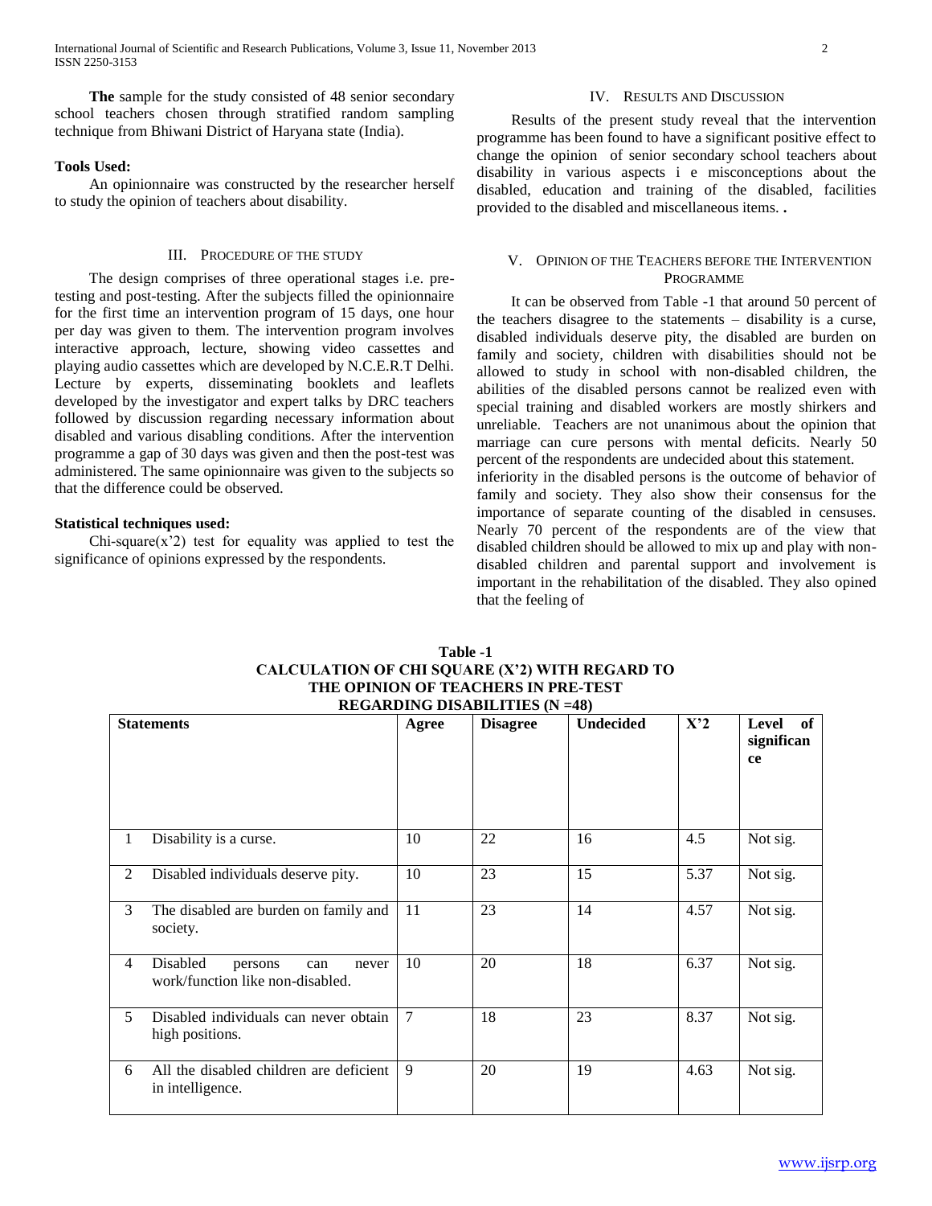**The** sample for the study consisted of 48 senior secondary school teachers chosen through stratified random sampling technique from Bhiwani District of Haryana state (India).

**Tools Used:**

An opinionnaire was constructed by the researcher herself to study the opinion of teachers about disability.

## III. Procedure of the Study

The design comprises of three operational stages i.e. pre-testing and post-testing. After the subjects filled the opinionnaire for the first time an intervention program of 15 days, one hour per day was given to them. The intervention program involves interactive approach, lecture, showing video cassettes and playing audio cassettes which are developed by N.C.E.R.T Delhi. Lecture by experts, disseminating booklets and leaflets developed by the investigator and expert talks by DRC teachers followed by discussion regarding necessary information about disabled and various disabling conditions. After the intervention programme a gap of 30 days was given and then the post-test was administered. The same opinionnaire was given to the subjects so that the difference could be observed.

**Statistical techniques used:**

Chi-square(x'2) test for equality was applied to test the significance of opinions expressed by the respondents.

## IV. Results and Discussion

Results of the present study reveal that the intervention programme has been found to have a significant positive effect to change the opinion of senior secondary school teachers about disability in various aspects i e misconceptions about the disabled, education and training of the disabled, facilities provided to the disabled and miscellaneous items. **.**

## V. Opinion of the Teachers before the Intervention Programme

It can be observed from Table -1 that around 50 percent of the teachers disagree to the statements – disability is a curse, disabled individuals deserve pity, the disabled are burden on family and society, children with disabilities should not be allowed to study in school with non-disabled children, the abilities of the disabled persons cannot be realized even with special training and disabled workers are mostly shirkers and unreliable. Teachers are not unanimous about the opinion that marriage can cure persons with mental deficits. Nearly 50 percent of the respondents are undecided about this statement.
inferiority in the disabled persons is the outcome of behavior of family and society. They also show their consensus for the importance of separate counting of the disabled in censuses. Nearly 70 percent of the respondents are of the view that disabled children should be allowed to mix up and play with non-disabled children and parental support and involvement is important in the rehabilitation of the disabled. They also opined that the feeling of

**Table -1**
**CALCULATION OF CHI SQUARE (X'2) WITH REGARD TO THE OPINION OF TEACHERS IN PRE-TEST REGARDING DISABILITIES (N =48)**

| | Statements | Agree | Disagree | Undecided | X'2 | Level of significance |
|---|---|---|---|---|---|---|
| 1 | Disability is a curse. | 10 | 22 | 16 | 4.5 | Not sig. |
| 2 | Disabled individuals deserve pity. | 10 | 23 | 15 | 5.37 | Not sig. |
| 3 | The disabled are burden on family and society. | 11 | 23 | 14 | 4.57 | Not sig. |
| 4 | Disabled persons can never work/function like non-disabled. | 10 | 20 | 18 | 6.37 | Not sig. |
| 5 | Disabled individuals can never obtain high positions. | 7 | 18 | 23 | 8.37 | Not sig. |
| 6 | All the disabled children are deficient in intelligence. | 9 | 20 | 19 | 4.63 | Not sig. |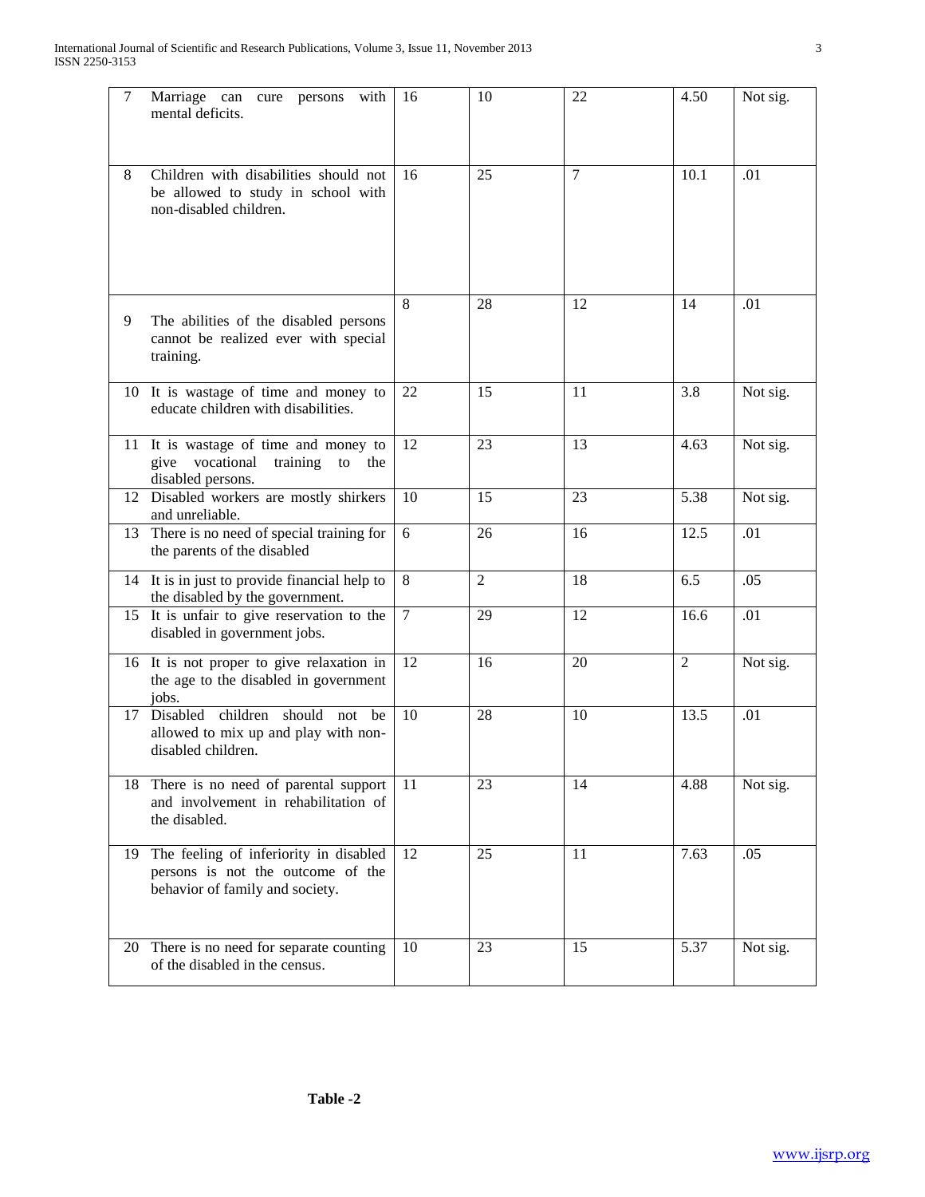| 7 | Marriage can cure persons with mental deficits. | 16 | 10 | 22 | 4.50 | Not sig. |
|---|---|---|---|---|---|---|
| 8 | Children with disabilities should not be allowed to study in school with non-disabled children. | 16 | 25 | 7 | 10.1 | .01 |
| 9 | The abilities of the disabled persons cannot be realized ever with special training. | 8 | 28 | 12 | 14 | .01 |
| 10 | It is wastage of time and money to educate children with disabilities. | 22 | 15 | 11 | 3.8 | Not sig. |
| 11 | It is wastage of time and money to give vocational training to the disabled persons. | 12 | 23 | 13 | 4.63 | Not sig. |
| 12 | Disabled workers are mostly shirkers and unreliable. | 10 | 15 | 23 | 5.38 | Not sig. |
| 13 | There is no need of special training for the parents of the disabled | 6 | 26 | 16 | 12.5 | .01 |
| 14 | It is in just to provide financial help to the disabled by the government. | 8 | 2 | 18 | 6.5 | .05 |
| 15 | It is unfair to give reservation to the disabled in government jobs. | 7 | 29 | 12 | 16.6 | .01 |
| 16 | It is not proper to give relaxation in the age to the disabled in government jobs. | 12 | 16 | 20 | 2 | Not sig. |
| 17 | Disabled children should not be allowed to mix up and play with non-disabled children. | 10 | 28 | 10 | 13.5 | .01 |
| 18 | There is no need of parental support and involvement in rehabilitation of the disabled. | 11 | 23 | 14 | 4.88 | Not sig. |
| 19 | The feeling of inferiority in disabled persons is not the outcome of the behavior of family and society. | 12 | 25 | 11 | 7.63 | .05 |
| 20 | There is no need for separate counting of the disabled in the census. | 10 | 23 | 15 | 5.37 | Not sig. |

**Table -2**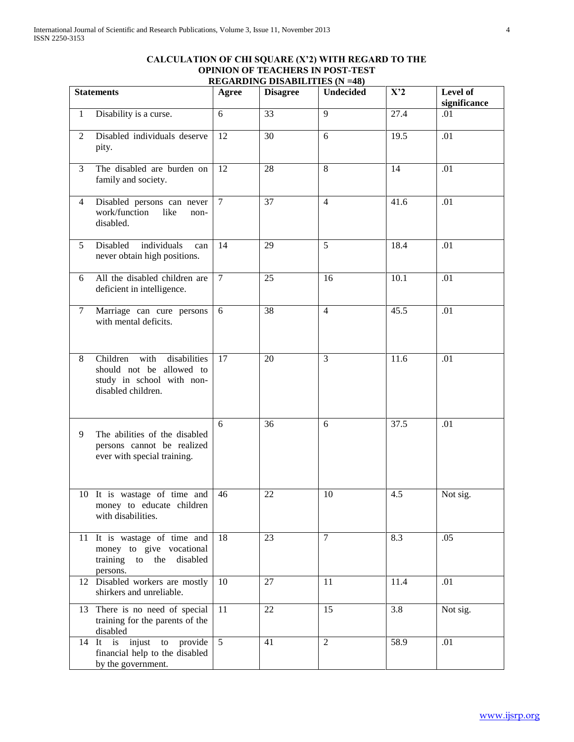**CALCULATION OF CHI SQUARE (X'2) WITH REGARD TO THE OPINION OF TEACHERS IN POST-TEST REGARDING DISABILITIES (N =48)**

| Statements | | Agree | Disagree | Undecided | X'2 | Level of significance |
|---|---|---|---|---|---|---|
| 1 | Disability is a curse. | 6 | 33 | 9 | 27.4 | .01 |
| 2 | Disabled individuals deserve pity. | 12 | 30 | 6 | 19.5 | .01 |
| 3 | The disabled are burden on family and society. | 12 | 28 | 8 | 14 | .01 |
| 4 | Disabled persons can never work/function like non-disabled. | 7 | 37 | 4 | 41.6 | .01 |
| 5 | Disabled individuals can never obtain high positions. | 14 | 29 | 5 | 18.4 | .01 |
| 6 | All the disabled children are deficient in intelligence. | 7 | 25 | 16 | 10.1 | .01 |
| 7 | Marriage can cure persons with mental deficits. | 6 | 38 | 4 | 45.5 | .01 |
| 8 | Children with disabilities should not be allowed to study in school with non-disabled children. | 17 | 20 | 3 | 11.6 | .01 |
| 9 | The abilities of the disabled persons cannot be realized ever with special training. | 6 | 36 | 6 | 37.5 | .01 |
| 10 | It is wastage of time and money to educate children with disabilities. | 46 | 22 | 10 | 4.5 | Not sig. |
| 11 | It is wastage of time and money to give vocational training to the disabled persons. | 18 | 23 | 7 | 8.3 | .05 |
| 12 | Disabled workers are mostly shirkers and unreliable. | 10 | 27 | 11 | 11.4 | .01 |
| 13 | There is no need of special training for the parents of the disabled | 11 | 22 | 15 | 3.8 | Not sig. |
| 14 | It is injust to provide financial help to the disabled by the government. | 5 | 41 | 2 | 58.9 | .01 |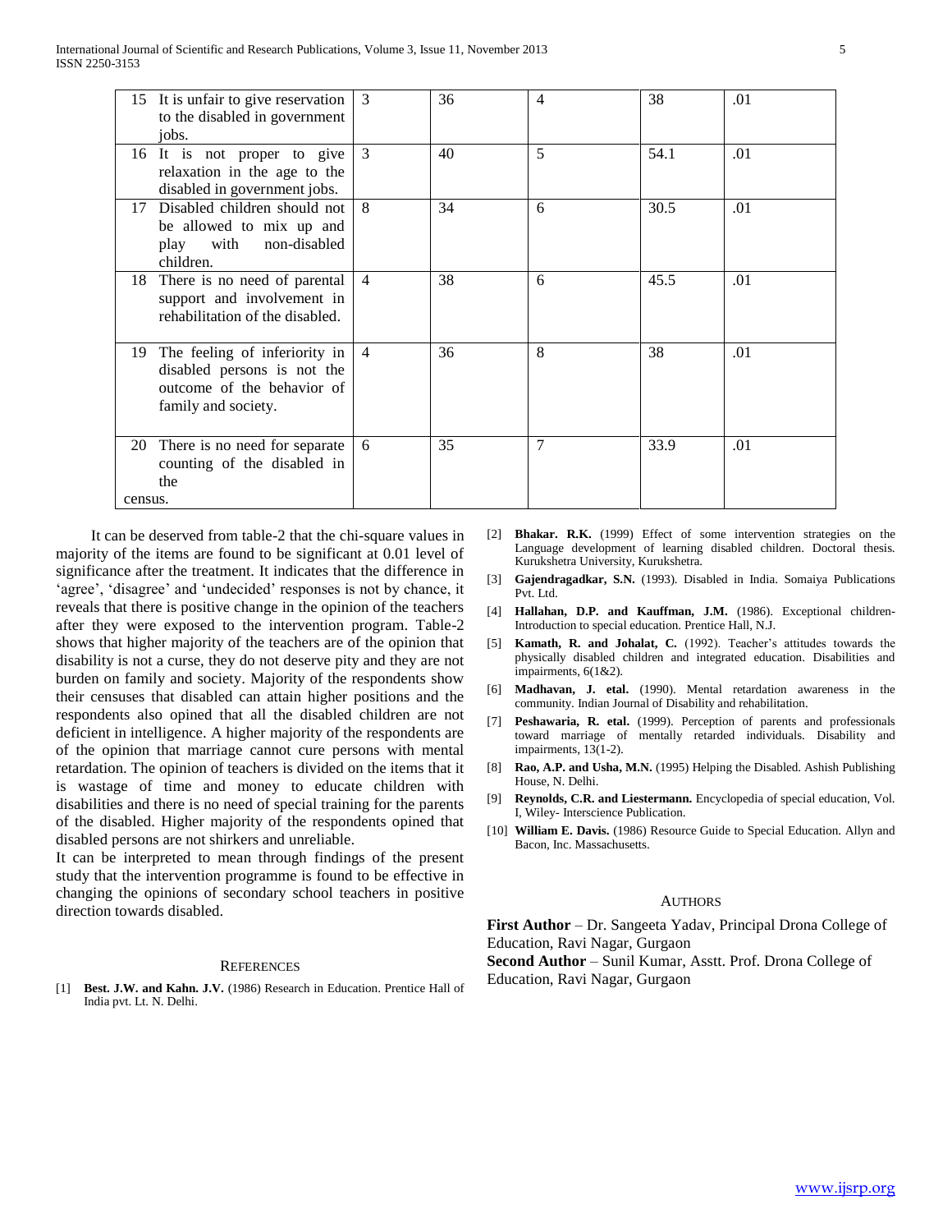| | | | | | |
|---|---|---|---|---|---|
| 15 | It is unfair to give reservation to the disabled in government jobs. | 3 | 36 | 4 | 38 | .01 |
| 16 | It is not proper to give relaxation in the age to the disabled in government jobs. | 3 | 40 | 5 | 54.1 | .01 |
| 17 | Disabled children should not be allowed to mix up and play with non-disabled children. | 8 | 34 | 6 | 30.5 | .01 |
| 18 | There is no need of parental support and involvement in rehabilitation of the disabled. | 4 | 38 | 6 | 45.5 | .01 |
| 19 | The feeling of inferiority in disabled persons is not the outcome of the behavior of family and society. | 4 | 36 | 8 | 38 | .01 |
| 20 | There is no need for separate counting of the disabled in the census. | 6 | 35 | 7 | 33.9 | .01 |

It can be deserved from table-2 that the chi-square values in majority of the items are found to be significant at 0.01 level of significance after the treatment. It indicates that the difference in 'agree', 'disagree' and 'undecided' responses is not by chance, it reveals that there is positive change in the opinion of the teachers after they were exposed to the intervention program. Table-2 shows that higher majority of the teachers are of the opinion that disability is not a curse, they do not deserve pity and they are not burden on family and society. Majority of the respondents show their censuses that disabled can attain higher positions and the respondents also opined that all the disabled children are not deficient in intelligence. A higher majority of the respondents are of the opinion that marriage cannot cure persons with mental retardation. The opinion of teachers is divided on the items that it is wastage of time and money to educate children with disabilities and there is no need of special training for the parents of the disabled. Higher majority of the respondents opined that disabled persons are not shirkers and unreliable.

It can be interpreted to mean through findings of the present study that the intervention programme is found to be effective in changing the opinions of secondary school teachers in positive direction towards disabled.

## References

[1] **Best. J.W. and Kahn. J.V.** (1986) Research in Education. Prentice Hall of India pvt. Lt. N. Delhi.

[2] **Bhakar. R.K.** (1999) Effect of some intervention strategies on the Language development of learning disabled children. Doctoral thesis. Kurukshetra University, Kurukshetra.

[3] **Gajendragadkar, S.N.** (1993). Disabled in India. Somaiya Publications Pvt. Ltd.

[4] **Hallahan, D.P. and Kauffman, J.M.** (1986). Exceptional children- Introduction to special education. Prentice Hall, N.J.

[5] **Kamath, R. and Johalat, C.** (1992). Teacher's attitudes towards the physically disabled children and integrated education. Disabilities and impairments, 6(1&2).

[6] **Madhavan, J. etal.** (1990). Mental retardation awareness in the community. Indian Journal of Disability and rehabilitation.

[7] **Peshawaria, R. etal.** (1999). Perception of parents and professionals toward marriage of mentally retarded individuals. Disability and impairments, 13(1-2).

[8] **Rao, A.P. and Usha, M.N.** (1995) Helping the Disabled. Ashish Publishing House, N. Delhi.

[9] **Reynolds, C.R. and Liestermann.** Encyclopedia of special education, Vol. I, Wiley- Interscience Publication.

[10] **William E. Davis.** (1986) Resource Guide to Special Education. Allyn and Bacon, Inc. Massachusetts.

## Authors

**First Author** – Dr. Sangeeta Yadav, Principal Drona College of Education, Ravi Nagar, Gurgaon

**Second Author** – Sunil Kumar, Asstt. Prof. Drona College of Education, Ravi Nagar, Gurgaon